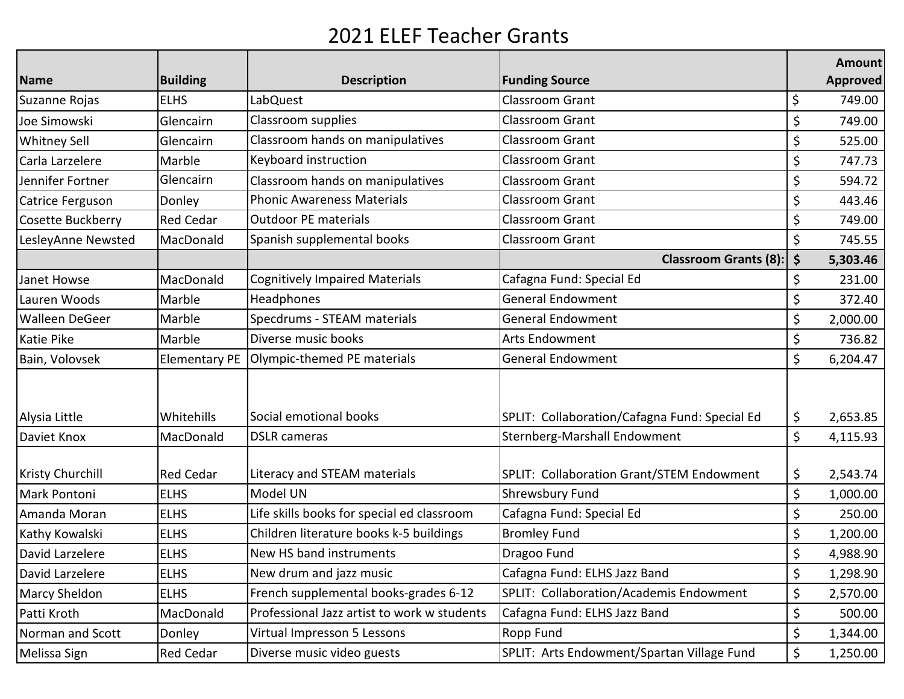# 2021 ELEF Teacher Grants

| Name | Building | Description | Funding Source | Amount Approved |
|---|---|---|---|---|
| Suzanne Rojas | ELHS | LabQuest | Classroom Grant | $ 749.00 |
| Joe Simowski | Glencairn | Classroom supplies | Classroom Grant | $ 749.00 |
| Whitney Sell | Glencairn | Classroom hands on manipulatives | Classroom Grant | $ 525.00 |
| Carla Larzelere | Marble | Keyboard instruction | Classroom Grant | $ 747.73 |
| Jennifer Fortner | Glencairn | Classroom hands on manipulatives | Classroom Grant | $ 594.72 |
| Catrice Ferguson | Donley | Phonic Awareness Materials | Classroom Grant | $ 443.46 |
| Cosette Buckberry | Red Cedar | Outdoor PE materials | Classroom Grant | $ 749.00 |
| LesleyAnne Newsted | MacDonald | Spanish supplemental books | Classroom Grant | $ 745.55 |
| | | | **Classroom Grants (8):** | **$ 5,303.46** |
| Janet Howse | MacDonald | Cognitively Impaired Materials | Cafagna Fund: Special Ed | $ 231.00 |
| Lauren Woods | Marble | Headphones | General Endowment | $ 372.40 |
| Walleen DeGeer | Marble | Specdrums - STEAM materials | General Endowment | $ 2,000.00 |
| Katie Pike | Marble | Diverse music books | Arts Endowment | $ 736.82 |
| Bain, Volovsek | Elementary PE | Olympic-themed PE materials | General Endowment | $ 6,204.47 |
| Alysia Little | Whitehills | Social emotional books | SPLIT: Collaboration/Cafagna Fund: Special Ed | $ 2,653.85 |
| Daviet Knox | MacDonald | DSLR cameras | Sternberg-Marshall Endowment | $ 4,115.93 |
| Kristy Churchill | Red Cedar | Literacy and STEAM materials | SPLIT: Collaboration Grant/STEM Endowment | $ 2,543.74 |
| Mark Pontoni | ELHS | Model UN | Shrewsbury Fund | $ 1,000.00 |
| Amanda Moran | ELHS | Life skills books for special ed classroom | Cafagna Fund: Special Ed | $ 250.00 |
| Kathy Kowalski | ELHS | Children literature books k-5 buildings | Bromley Fund | $ 1,200.00 |
| David Larzelere | ELHS | New HS band instruments | Dragoo Fund | $ 4,988.90 |
| David Larzelere | ELHS | New drum and jazz music | Cafagna Fund: ELHS Jazz Band | $ 1,298.90 |
| Marcy Sheldon | ELHS | French supplemental books-grades 6-12 | SPLIT: Collaboration/Academis Endowment | $ 2,570.00 |
| Patti Kroth | MacDonald | Professional Jazz artist to work w students | Cafagna Fund: ELHS Jazz Band | $ 500.00 |
| Norman and Scott | Donley | Virtual Impresson 5 Lessons | Ropp Fund | $ 1,344.00 |
| Melissa Sign | Red Cedar | Diverse music video guests | SPLIT: Arts Endowment/Spartan Village Fund | $ 1,250.00 |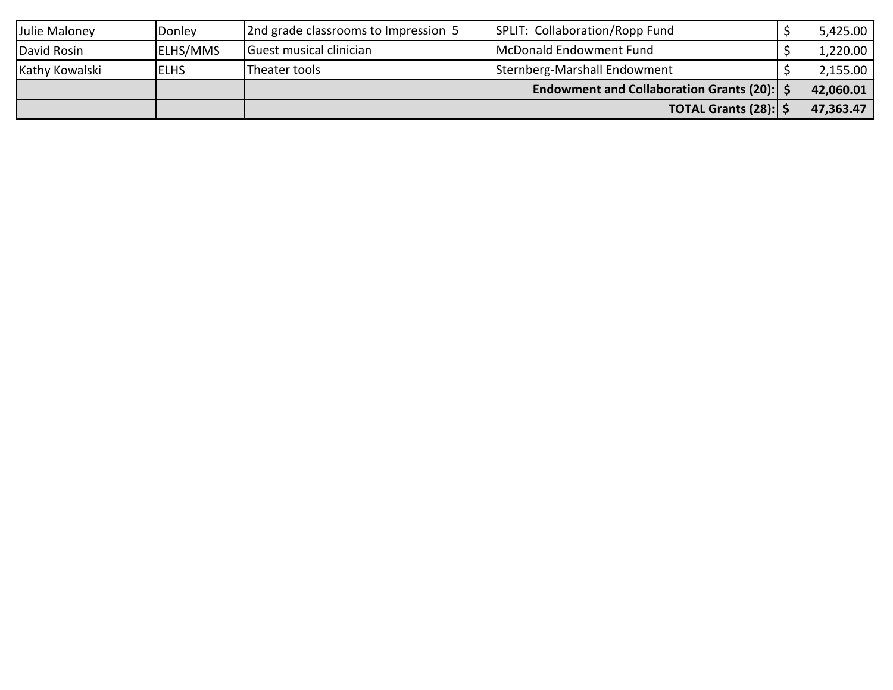| | | | | | |
|---|---|---|---|---|---|
| Julie Maloney | Donley | 2nd grade classrooms to Impression 5 | SPLIT: Collaboration/Ropp Fund | $ | 5,425.00 |
| David Rosin | ELHS/MMS | Guest musical clinician | McDonald Endowment Fund | $ | 1,220.00 |
| Kathy Kowalski | ELHS | Theater tools | Sternberg-Marshall Endowment | $ | 2,155.00 |
| | | | **Endowment and Collaboration Grants (20):** | **$** | **42,060.01** |
| | | | **TOTAL Grants (28):** | **$** | **47,363.47** |